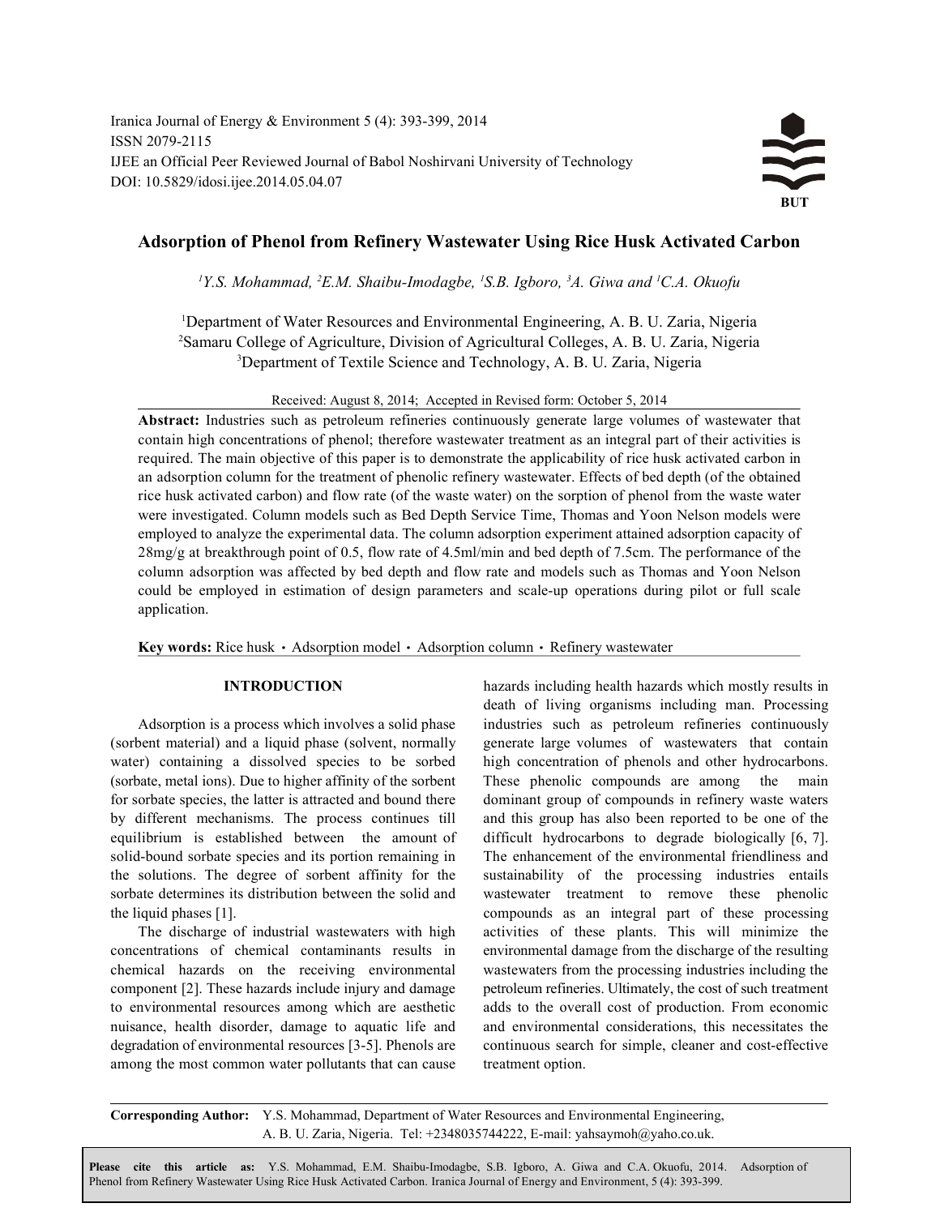# Adsorption of Phenol from Refinery Wastewater Using Rice Husk Activated Carbon

*[1]Y.S. Mohammad, [2]E.M. Shaibu-Imodagbe, [1]S.B. Igboro, [3]A. Giwa and [1]C.A. Okuofu*

[1]Department of Water Resources and Environmental Engineering, A. B. U. Zaria, Nigeria
[2]Samaru College of Agriculture, Division of Agricultural Colleges, A. B. U. Zaria, Nigeria
[3]Department of Textile Science and Technology, A. B. U. Zaria, Nigeria

Received: August 8, 2014; Accepted in Revised form: October 5, 2014

**Abstract:** Industries such as petroleum refineries continuously generate large volumes of wastewater that contain high concentrations of phenol; therefore wastewater treatment as an integral part of their activities is required. The main objective of this paper is to demonstrate the applicability of rice husk activated carbon in an adsorption column for the treatment of phenolic refinery wastewater. Effects of bed depth (of the obtained rice husk activated carbon) and flow rate (of the waste water) on the sorption of phenol from the waste water were investigated. Column models such as Bed Depth Service Time, Thomas and Yoon Nelson models were employed to analyze the experimental data. The column adsorption experiment attained adsorption capacity of 28mg/g at breakthrough point of 0.5, flow rate of 4.5ml/min and bed depth of 7.5cm. The performance of the column adsorption was affected by bed depth and flow rate and models such as Thomas and Yoon Nelson could be employed in estimation of design parameters and scale-up operations during pilot or full scale application.

**Key words:** Rice husk · Adsorption model · Adsorption column · Refinery wastewater

## INTRODUCTION

Adsorption is a process which involves a solid phase (sorbent material) and a liquid phase (solvent, normally water) containing a dissolved species to be sorbed (sorbate, metal ions). Due to higher affinity of the sorbent for sorbate species, the latter is attracted and bound there by different mechanisms. The process continues till equilibrium is established between the amount of solid-bound sorbate species and its portion remaining in the solutions. The degree of sorbent affinity for the sorbate determines its distribution between the solid and the liquid phases [1].

The discharge of industrial wastewaters with high concentrations of chemical contaminants results in chemical hazards on the receiving environmental component [2]. These hazards include injury and damage to environmental resources among which are aesthetic nuisance, health disorder, damage to aquatic life and degradation of environmental resources [3-5]. Phenols are among the most common water pollutants that can cause hazards including health hazards which mostly results in death of living organisms including man. Processing industries such as petroleum refineries continuously generate large volumes of wastewaters that contain high concentration of phenols and other hydrocarbons. These phenolic compounds are among the main dominant group of compounds in refinery waste waters and this group has also been reported to be one of the difficult hydrocarbons to degrade biologically [6, 7]. The enhancement of the environmental friendliness and sustainability of the processing industries entails wastewater treatment to remove these phenolic compounds as an integral part of these processing activities of these plants. This will minimize the environmental damage from the discharge of the resulting wastewaters from the processing industries including the petroleum refineries. Ultimately, the cost of such treatment adds to the overall cost of production. From economic and environmental considerations, this necessitates the continuous search for simple, cleaner and cost-effective treatment option.

**Corresponding Author:** Y.S. Mohammad, Department of Water Resources and Environmental Engineering, A. B. U. Zaria, Nigeria. Tel: +2348035744222, E-mail: yahsaymoh@yaho.co.uk.

**Please cite this article as:** Y.S. Mohammad, E.M. Shaibu-Imodagbe, S.B. Igboro, A. Giwa and C.A. Okuofu, 2014. Adsorption of Phenol from Refinery Wastewater Using Rice Husk Activated Carbon. Iranica Journal of Energy and Environment, 5 (4): 393-399.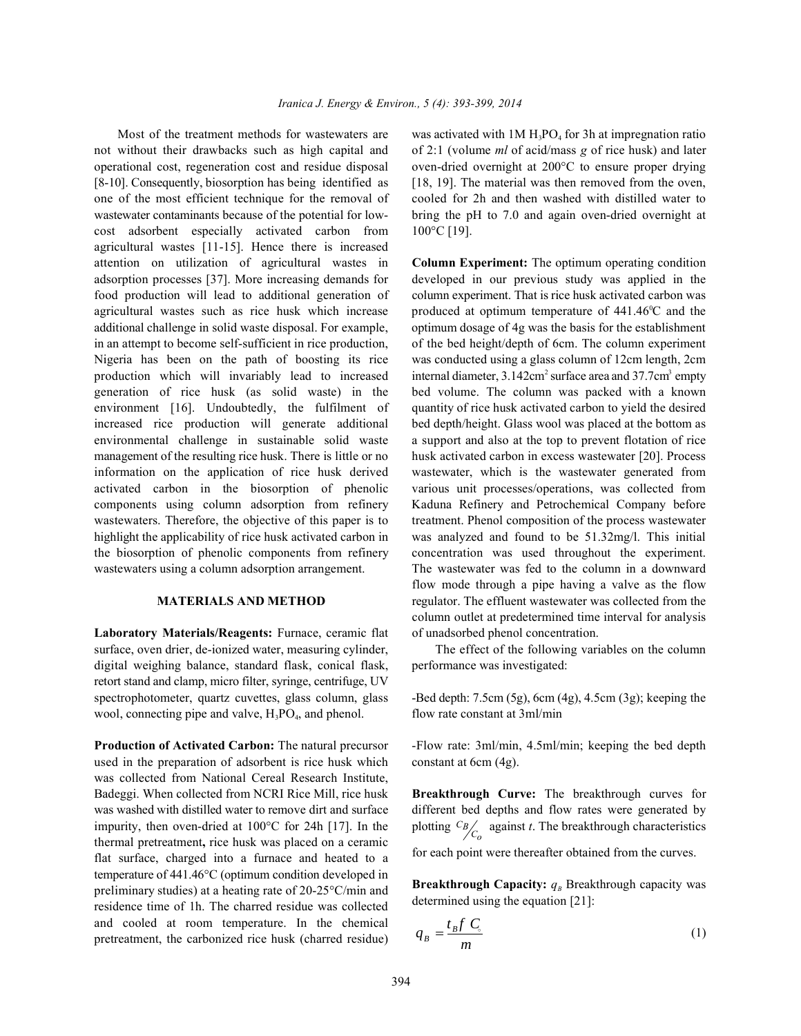Most of the treatment methods for wastewaters are not without their drawbacks such as high capital and operational cost, regeneration cost and residue disposal [8-10]. Consequently, biosorption has being identified as one of the most efficient technique for the removal of wastewater contaminants because of the potential for low-cost adsorbent especially activated carbon from agricultural wastes [11-15]. Hence there is increased attention on utilization of agricultural wastes in adsorption processes [37]. More increasing demands for food production will lead to additional generation of agricultural wastes such as rice husk which increase additional challenge in solid waste disposal. For example, in an attempt to become self-sufficient in rice production, Nigeria has been on the path of boosting its rice production which will invariably lead to increased generation of rice husk (as solid waste) in the environment [16]. Undoubtedly, the fulfilment of increased rice production will generate additional environmental challenge in sustainable solid waste management of the resulting rice husk. There is little or no information on the application of rice husk derived activated carbon in the biosorption of phenolic components using column adsorption from refinery wastewaters. Therefore, the objective of this paper is to highlight the applicability of rice husk activated carbon in the biosorption of phenolic components from refinery wastewaters using a column adsorption arrangement.

## MATERIALS AND METHOD

**Laboratory Materials/Reagents:** Furnace, ceramic flat surface, oven drier, de-ionized water, measuring cylinder, digital weighing balance, standard flask, conical flask, retort stand and clamp, micro filter, syringe, centrifuge, UV spectrophotometer, quartz cuvettes, glass column, glass wool, connecting pipe and valve, $H_3PO_4$, and phenol.

**Production of Activated Carbon:** The natural precursor used in the preparation of adsorbent is rice husk which was collected from National Cereal Research Institute, Badeggi. When collected from NCRI Rice Mill, rice husk was washed with distilled water to remove dirt and surface impurity, then oven-dried at 100°C for 24h [17]. In the thermal pretreatment**,** rice husk was placed on a ceramic flat surface, charged into a furnace and heated to a temperature of 441.46°C (optimum condition developed in preliminary studies) at a heating rate of 20-25°C/min and residence time of 1h. The charred residue was collected and cooled at room temperature. In the chemical pretreatment, the carbonized rice husk (charred residue) was activated with 1M $H_3PO_4$ for 3h at impregnation ratio of 2:1 (volume *ml* of acid/mass *g* of rice husk) and later oven-dried overnight at 200°C to ensure proper drying [18, 19]. The material was then removed from the oven, cooled for 2h and then washed with distilled water to bring the pH to 7.0 and again oven-dried overnight at 100°C [19].

**Column Experiment:** The optimum operating condition developed in our previous study was applied in the column experiment. That is rice husk activated carbon was produced at optimum temperature of 441.46$^0$C and the optimum dosage of 4g was the basis for the establishment of the bed height/depth of 6cm. The column experiment was conducted using a glass column of 12cm length, 2cm internal diameter, 3.142cm$^2$ surface area and 37.7cm$^3$ empty bed volume. The column was packed with a known quantity of rice husk activated carbon to yield the desired bed depth/height. Glass wool was placed at the bottom as a support and also at the top to prevent flotation of rice husk activated carbon in excess wastewater [20]. Process wastewater, which is the wastewater generated from various unit processes/operations, was collected from Kaduna Refinery and Petrochemical Company before treatment. Phenol composition of the process wastewater was analyzed and found to be 51.32mg/l. This initial concentration was used throughout the experiment. The wastewater was fed to the column in a downward flow mode through a pipe having a valve as the flow regulator. The effluent wastewater was collected from the column outlet at predetermined time interval for analysis of unadsorbed phenol concentration.

The effect of the following variables on the column performance was investigated:

- Bed depth: 7.5cm (5g), 6cm (4g), 4.5cm (3g); keeping the flow rate constant at 3ml/min

- Flow rate: 3ml/min, 4.5ml/min; keeping the bed depth constant at 6cm (4g).

**Breakthrough Curve:** The breakthrough curves for different bed depths and flow rates were generated by plotting $C_B/C_o$ against *t*. The breakthrough characteristics for each point were thereafter obtained from the curves.

**Breakthrough Capacity:** $q_B$ Breakthrough capacity was determined using the equation [21]:

$$q_B = \frac{t_B f\ C_\circ}{m} \tag{1}$$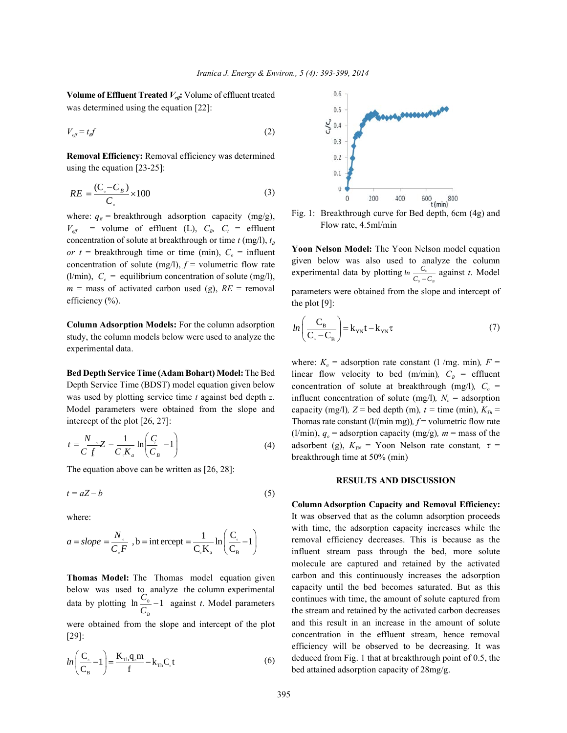**Volume of Effluent Treated $V_{eff}$:** Volume of effluent treated was determined using the equation [22]:

$$V_{eff} = t_B f \tag{2}$$

**Removal Efficiency:** Removal efficiency was determined using the equation [23-25]:

$$RE = \frac{(C_o - C_B)}{C_o} \times 100 \tag{3}$$

where: $q_B$ = breakthrough adsorption capacity (mg/g), $V_{eff}$ = volume of effluent (L), $C_B$, $C_t$ = effluent concentration of solute at breakthrough or time $t$ (mg/l), $t_B$ or $t$ = breakthrough time or time (min), $C_o$ = influent concentration of solute (mg/l), $f$ = volumetric flow rate (l/min), $C_e$ = equilibrium concentration of solute (mg/l), $m$ = mass of activated carbon used (g), $RE$ = removal efficiency (%).

**Column Adsorption Models:** For the column adsorption study, the column models below were used to analyze the experimental data.

**Bed Depth Service Time (Adam Bohart) Model:** The Bed Depth Service Time (BDST) model equation given below was used by plotting service time $t$ against bed depth $z$. Model parameters were obtained from the slope and intercept of the plot [26, 27]:

$$t = \frac{N_o}{C_o f} Z - \frac{1}{C_o K_a} \ln\left(\frac{C_o}{C_B} - 1\right) \tag{4}$$

The equation above can be written as [26, 28]:

$$t = aZ - b \tag{5}$$

where:

$$a = slope = \frac{N_o}{C_o F}, \quad b = intercept = \frac{1}{C_o K_a} \ln\left(\frac{C_o}{C_B} - 1\right)$$

**Thomas Model:** The Thomas model equation given below was used to analyze the column experimental data by plotting $\ln \frac{C_0}{C_B} - 1$ against $t$. Model parameters were obtained from the slope and intercept of the plot [29]:

$$\ln\left(\frac{C_o}{C_B} - 1\right) = \frac{K_{Th} q_o m}{f} - k_{Th} C_o t \tag{6}$$

Fig. 1: Breakthrough curve for Bed depth, 6cm (4g) and Flow rate, 4.5ml/min

**Yoon Nelson Model:** The Yoon Nelson model equation given below was also used to analyze the column experimental data by plotting $\ln \frac{C_o}{C_o - C_B}$ against $t$. Model parameters were obtained from the slope and intercept of the plot [9]:

$$\ln\left(\frac{C_B}{C_o - C_B}\right) = k_{YN} t - k_{YN} \tau \tag{7}$$

where: $K_a$ = adsorption rate constant (l /mg. min), $F$ = linear flow velocity to bed (m/min), $C_B$ = effluent concentration of solute at breakthrough (mg/l), $C_o$ = influent concentration of solute (mg/l), $N_o$ = adsorption capacity (mg/l), $Z$ = bed depth (m), $t$ = time (min), $K_{Th}$ = Thomas rate constant (l/(min mg)), $f$ = volumetric flow rate (l/min), $q_o$ = adsorption capacity (mg/g), $m$ = mass of the adsorbent (g), $K_{YN}$ = Yoon Nelson rate constant, $\tau$ = breakthrough time at 50% (min)

## RESULTS AND DISCUSSION

**Column Adsorption Capacity and Removal Efficiency:** It was observed that as the column adsorption proceeds with time, the adsorption capacity increases while the removal efficiency decreases. This is because as the influent stream pass through the bed, more solute molecule are captured and retained by the activated carbon and this continuously increases the adsorption capacity until the bed becomes saturated. But as this continues with time, the amount of solute captured from the stream and retained by the activated carbon decreases and this result in an increase in the amount of solute concentration in the effluent stream, hence removal efficiency will be observed to be decreasing. It was deduced from Fig. 1 that at breakthrough point of 0.5, the bed attained adsorption capacity of 28mg/g.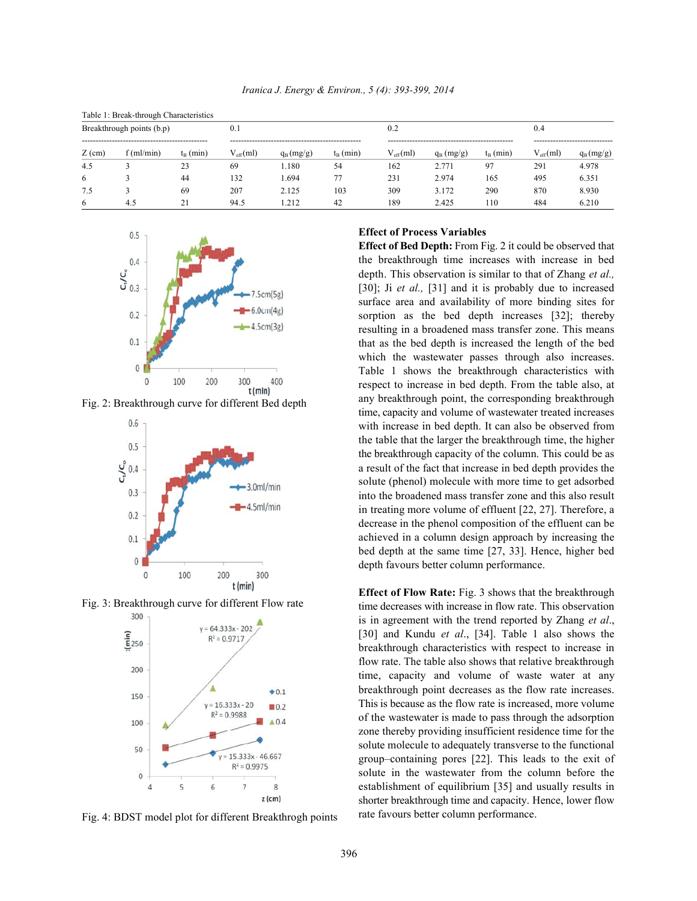Table 1: Break-through Characteristics

| Breakthrough points (b.p) | | | 0.1 | | | 0.2 | | | 0.4 | |
|---|---|---|---|---|---|---|---|---|---|---|
| Z (cm) | f (ml/min) | $t_B$ (min) | $V_{eff}$(ml) | $q_B$ (mg/g) | $t_B$ (min) | $V_{eff}$(ml) | $q_B$ (mg/g) | $t_B$ (min) | $V_{eff}$(ml) | $q_B$ (mg/g) |
| 4.5 | 3 | 23 | 69 | 1.180 | 54 | 162 | 2.771 | 97 | 291 | 4.978 |
| 6 | 3 | 44 | 132 | 1.694 | 77 | 231 | 2.974 | 165 | 495 | 6.351 |
| 7.5 | 3 | 69 | 207 | 2.125 | 103 | 309 | 3.172 | 290 | 870 | 8.930 |
| 6 | 4.5 | 21 | 94.5 | 1.212 | 42 | 189 | 2.425 | 110 | 484 | 6.210 |

Fig. 2: Breakthrough curve for different Bed depth

Fig. 3: Breakthrough curve for different Flow rate

Fig. 4: BDST model plot for different Breakthrogh points

### Effect of Process Variables

**Effect of Bed Depth:** From Fig. 2 it could be observed that the breakthrough time increases with increase in bed depth. This observation is similar to that of Zhang *et al.,* [30]; Ji *et al.,* [31] and it is probably due to increased surface area and availability of more binding sites for sorption as the bed depth increases [32]; thereby resulting in a broadened mass transfer zone. This means that as the bed depth is increased the length of the bed which the wastewater passes through also increases. Table 1 shows the breakthrough characteristics with respect to increase in bed depth. From the table also, at any breakthrough point, the corresponding breakthrough time, capacity and volume of wastewater treated increases with increase in bed depth. It can also be observed from the table that the larger the breakthrough time, the higher the breakthrough capacity of the column. This could be as a result of the fact that increase in bed depth provides the solute (phenol) molecule with more time to get adsorbed into the broadened mass transfer zone and this also result in treating more volume of effluent [22, 27]. Therefore, a decrease in the phenol composition of the effluent can be achieved in a column design approach by increasing the bed depth at the same time [27, 33]. Hence, higher bed depth favours better column performance.

**Effect of Flow Rate:** Fig. 3 shows that the breakthrough time decreases with increase in flow rate. This observation is in agreement with the trend reported by Zhang *et al*., [30] and Kundu *et al*., [34]. Table 1 also shows the breakthrough characteristics with respect to increase in flow rate. The table also shows that relative breakthrough time, capacity and volume of waste water at any breakthrough point decreases as the flow rate increases. This is because as the flow rate is increased, more volume of the wastewater is made to pass through the adsorption zone thereby providing insufficient residence time for the solute molecule to adequately transverse to the functional group–containing pores [22]. This leads to the exit of solute in the wastewater from the column before the establishment of equilibrium [35] and usually results in shorter breakthrough time and capacity. Hence, lower flow rate favours better column performance.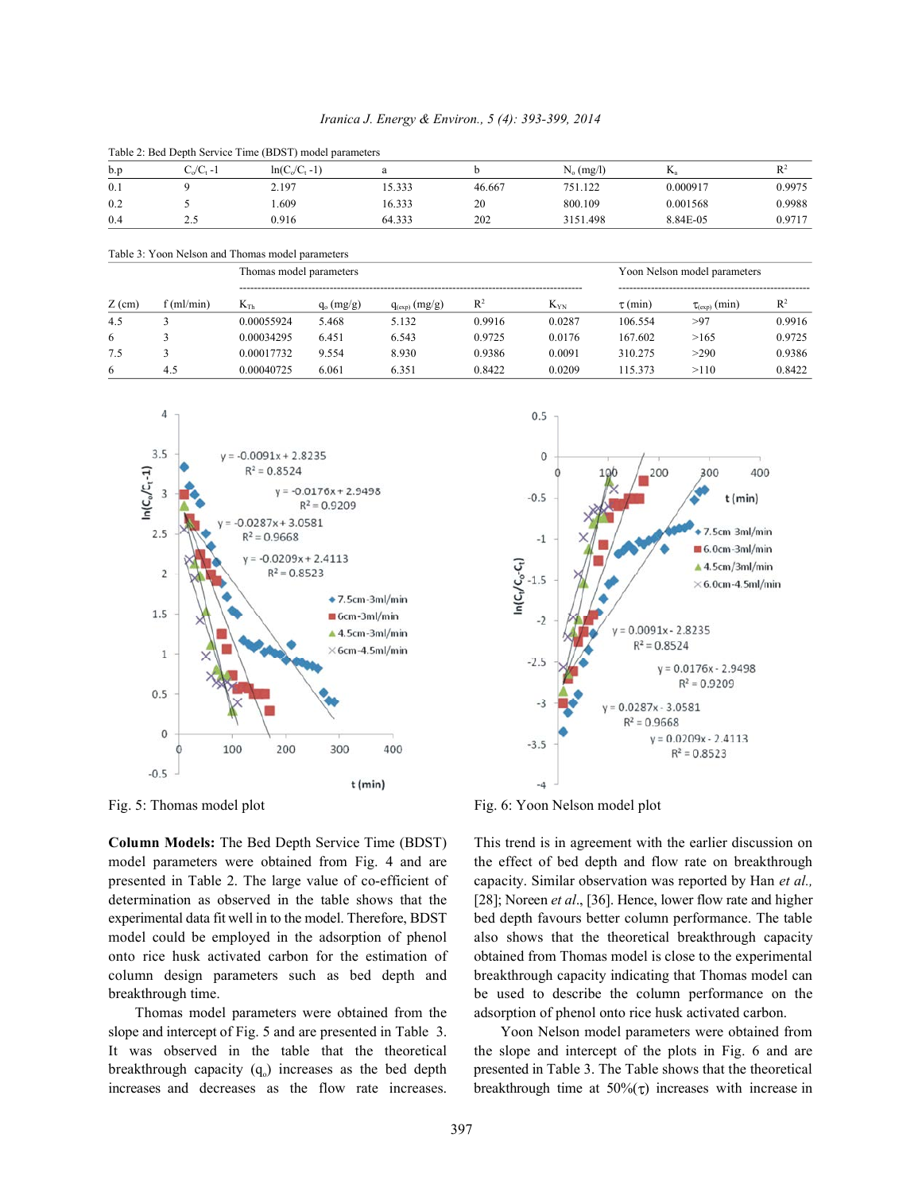Table 2: Bed Depth Service Time (BDST) model parameters

| b.p | $C_o/C_t$ -1 | $\ln(C_o/C_t$ -1) | a | b | $N_o$ (mg/l) | $K_a$ | $R^2$ |
|---|---|---|---|---|---|---|---|
| 0.1 | 9 | 2.197 | 15.333 | 46.667 | 751.122 | 0.000917 | 0.9975 |
| 0.2 | 5 | 1.609 | 16.333 | 20 | 800.109 | 0.001568 | 0.9988 |
| 0.4 | 2.5 | 0.916 | 64.333 | 202 | 3151.498 | 8.84E-05 | 0.9717 |

Table 3: Yoon Nelson and Thomas model parameters

| | | Thomas model parameters | | | | Yoon Nelson model parameters | | | |
|---|---|---|---|---|---|---|---|---|---|
| Z (cm) | f (ml/min) | $K_{Th}$ | $q_o$ (mg/g) | $q_{(exp)}$ (mg/g) | $R^2$ | $K_{YN}$ | $\tau$ (min) | $\tau_{(exp)}$ (min) | $R^2$ |
| 4.5 | 3 | 0.00055924 | 5.468 | 5.132 | 0.9916 | 0.0287 | 106.554 | >97 | 0.9916 |
| 6 | 3 | 0.00034295 | 6.451 | 6.543 | 0.9725 | 0.0176 | 167.602 | >165 | 0.9725 |
| 7.5 | 3 | 0.00017732 | 9.554 | 8.930 | 0.9386 | 0.0091 | 310.275 | >290 | 0.9386 |
| 6 | 4.5 | 0.00040725 | 6.061 | 6.351 | 0.8422 | 0.0209 | 115.373 | >110 | 0.8422 |

Fig. 5: Thomas model plot

Fig. 6: Yoon Nelson model plot

**Column Models:** The Bed Depth Service Time (BDST) model parameters were obtained from Fig. 4 and are presented in Table 2. The large value of co-efficient of determination as observed in the table shows that the experimental data fit well in to the model. Therefore, BDST model could be employed in the adsorption of phenol onto rice husk activated carbon for the estimation of column design parameters such as bed depth and breakthrough time.

Thomas model parameters were obtained from the slope and intercept of Fig. 5 and are presented in Table 3. It was observed in the table that the theoretical breakthrough capacity ($q_o$) increases as the bed depth increases and decreases as the flow rate increases. This trend is in agreement with the earlier discussion on the effect of bed depth and flow rate on breakthrough capacity. Similar observation was reported by Han *et al.,* [28]; Noreen *et al*., [36]. Hence, lower flow rate and higher bed depth favours better column performance. The table also shows that the theoretical breakthrough capacity obtained from Thomas model is close to the experimental breakthrough capacity indicating that Thomas model can be used to describe the column performance on the adsorption of phenol onto rice husk activated carbon.

Yoon Nelson model parameters were obtained from the slope and intercept of the plots in Fig. 6 and are presented in Table 3. The Table shows that the theoretical breakthrough time at 50%($\tau$) increases with increase in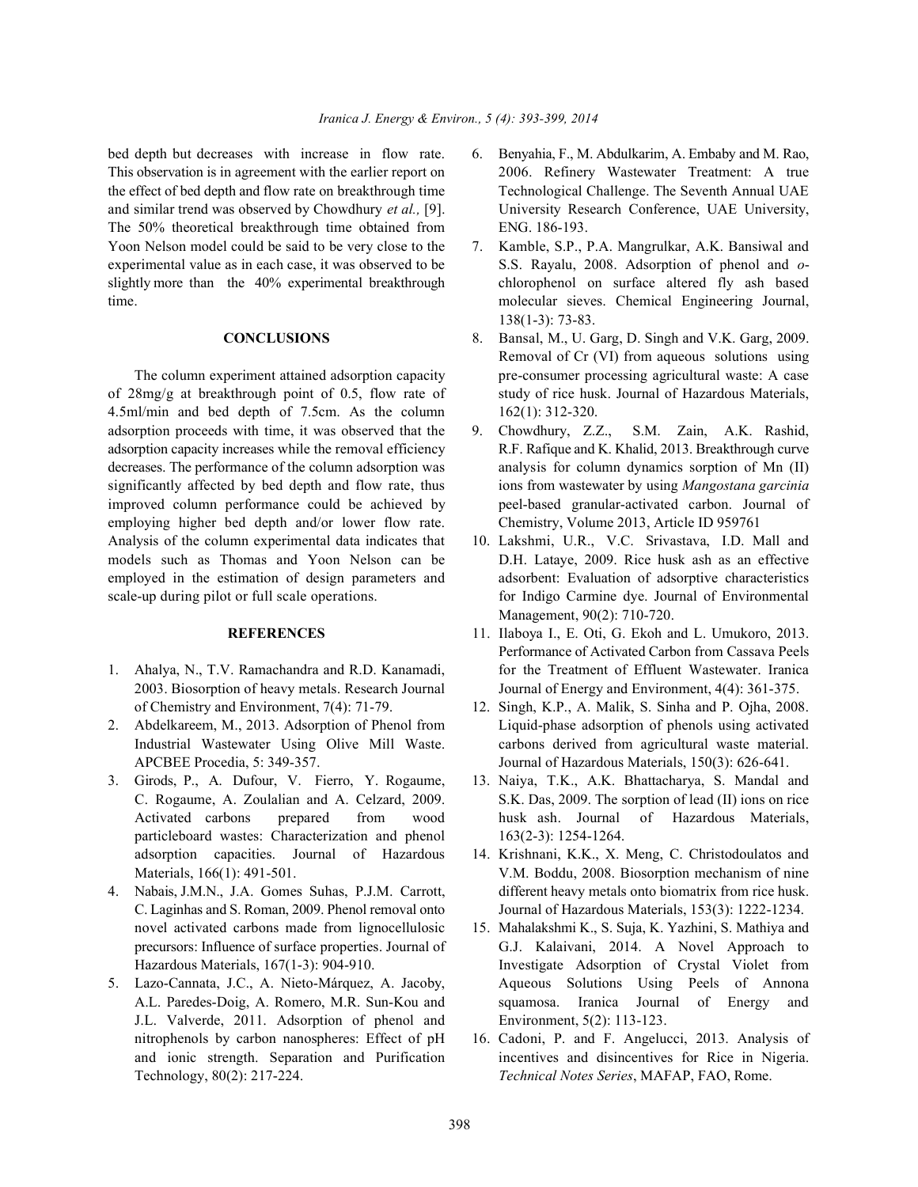bed depth but decreases with increase in flow rate. This observation is in agreement with the earlier report on the effect of bed depth and flow rate on breakthrough time and similar trend was observed by Chowdhury *et al.,* [9]. The 50% theoretical breakthrough time obtained from Yoon Nelson model could be said to be very close to the experimental value as in each case, it was observed to be slightly more than the 40% experimental breakthrough time.

## CONCLUSIONS

The column experiment attained adsorption capacity of 28mg/g at breakthrough point of 0.5, flow rate of 4.5ml/min and bed depth of 7.5cm. As the column adsorption proceeds with time, it was observed that the adsorption capacity increases while the removal efficiency decreases. The performance of the column adsorption was significantly affected by bed depth and flow rate, thus improved column performance could be achieved by employing higher bed depth and/or lower flow rate. Analysis of the column experimental data indicates that models such as Thomas and Yoon Nelson can be employed in the estimation of design parameters and scale-up during pilot or full scale operations.

## REFERENCES

1. Ahalya, N., T.V. Ramachandra and R.D. Kanamadi, 2003. Biosorption of heavy metals. Research Journal of Chemistry and Environment, 7(4): 71-79.
2. Abdelkareem, M., 2013. Adsorption of Phenol from Industrial Wastewater Using Olive Mill Waste. APCBEE Procedia, 5: 349-357.
3. Girods, P., A. Dufour, V. Fierro, Y. Rogaume, C. Rogaume, A. Zoulalian and A. Celzard, 2009. Activated carbons prepared from wood particleboard wastes: Characterization and phenol adsorption capacities. Journal of Hazardous Materials, 166(1): 491-501.
4. Nabais, J.M.N., J.A. Gomes Suhas, P.J.M. Carrott, C. Laginhas and S. Roman, 2009. Phenol removal onto novel activated carbons made from lignocellulosic precursors: Influence of surface properties. Journal of Hazardous Materials, 167(1-3): 904-910.
5. Lazo-Cannata, J.C., A. Nieto-Márquez, A. Jacoby, A.L. Paredes-Doig, A. Romero, M.R. Sun-Kou and J.L. Valverde, 2011. Adsorption of phenol and nitrophenols by carbon nanospheres: Effect of pH and ionic strength. Separation and Purification Technology, 80(2): 217-224.
6. Benyahia, F., M. Abdulkarim, A. Embaby and M. Rao, 2006. Refinery Wastewater Treatment: A true Technological Challenge. The Seventh Annual UAE University Research Conference, UAE University, ENG. 186-193.
7. Kamble, S.P., P.A. Mangrulkar, A.K. Bansiwal and S.S. Rayalu, 2008. Adsorption of phenol and *o*-chlorophenol on surface altered fly ash based molecular sieves. Chemical Engineering Journal, 138(1-3): 73-83.
8. Bansal, M., U. Garg, D. Singh and V.K. Garg, 2009. Removal of Cr (VI) from aqueous solutions using pre-consumer processing agricultural waste: A case study of rice husk. Journal of Hazardous Materials, 162(1): 312-320.
9. Chowdhury, Z.Z., S.M. Zain, A.K. Rashid, R.F. Rafique and K. Khalid, 2013. Breakthrough curve analysis for column dynamics sorption of Mn (II) ions from wastewater by using *Mangostana garcinia* peel-based granular-activated carbon. Journal of Chemistry, Volume 2013, Article ID 959761
10. Lakshmi, U.R., V.C. Srivastava, I.D. Mall and D.H. Lataye, 2009. Rice husk ash as an effective adsorbent: Evaluation of adsorptive characteristics for Indigo Carmine dye. Journal of Environmental Management, 90(2): 710-720.
11. Ilaboya I., E. Oti, G. Ekoh and L. Umukoro, 2013. Performance of Activated Carbon from Cassava Peels for the Treatment of Effluent Wastewater. Iranica Journal of Energy and Environment, 4(4): 361-375.
12. Singh, K.P., A. Malik, S. Sinha and P. Ojha, 2008. Liquid-phase adsorption of phenols using activated carbons derived from agricultural waste material. Journal of Hazardous Materials, 150(3): 626-641.
13. Naiya, T.K., A.K. Bhattacharya, S. Mandal and S.K. Das, 2009. The sorption of lead (II) ions on rice husk ash. Journal of Hazardous Materials, 163(2-3): 1254-1264.
14. Krishnani, K.K., X. Meng, C. Christodoulatos and V.M. Boddu, 2008. Biosorption mechanism of nine different heavy metals onto biomatrix from rice husk. Journal of Hazardous Materials, 153(3): 1222-1234.
15. Mahalakshmi K., S. Suja, K. Yazhini, S. Mathiya and G.J. Kalaivani, 2014. A Novel Approach to Investigate Adsorption of Crystal Violet from Aqueous Solutions Using Peels of Annona squamosa. Iranica Journal of Energy and Environment, 5(2): 113-123.
16. Cadoni, P. and F. Angelucci, 2013. Analysis of incentives and disincentives for Rice in Nigeria. *Technical Notes Series*, MAFAP, FAO, Rome.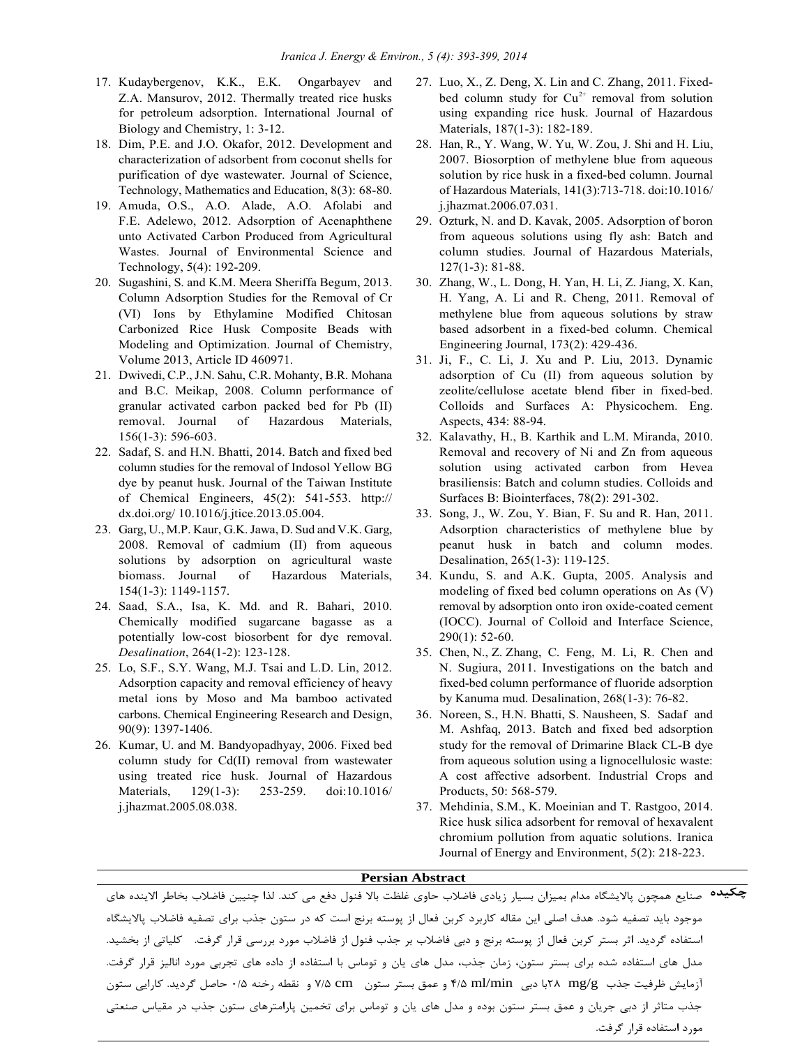17. Kudaybergenov, K.K., E.K. Ongarbayev and Z.A. Mansurov, 2012. Thermally treated rice husks for petroleum adsorption. International Journal of Biology and Chemistry, 1: 3-12.
18. Dim, P.E. and J.O. Okafor, 2012. Development and characterization of adsorbent from coconut shells for purification of dye wastewater. Journal of Science, Technology, Mathematics and Education, 8(3): 68-80.
19. Amuda, O.S., A.O. Alade, A.O. Afolabi and F.E. Adelewo, 2012. Adsorption of Acenaphthene unto Activated Carbon Produced from Agricultural Wastes. Journal of Environmental Science and Technology, 5(4): 192-209.
20. Sugashini, S. and K.M. Meera Sheriffa Begum, 2013. Column Adsorption Studies for the Removal of Cr (VI) Ions by Ethylamine Modified Chitosan Carbonized Rice Husk Composite Beads with Modeling and Optimization. Journal of Chemistry, Volume 2013, Article ID 460971.
21. Dwivedi, C.P., J.N. Sahu, C.R. Mohanty, B.R. Mohana and B.C. Meikap, 2008. Column performance of granular activated carbon packed bed for Pb (II) removal. Journal of Hazardous Materials, 156(1-3): 596-603.
22. Sadaf, S. and H.N. Bhatti, 2014. Batch and fixed bed column studies for the removal of Indosol Yellow BG dye by peanut husk. Journal of the Taiwan Institute of Chemical Engineers, 45(2): 541-553. http:// dx.doi.org/ 10.1016/j.jtice.2013.05.004.
23. Garg, U., M.P. Kaur, G.K. Jawa, D. Sud and V.K. Garg, 2008. Removal of cadmium (II) from aqueous solutions by adsorption on agricultural waste biomass. Journal of Hazardous Materials, 154(1-3): 1149-1157.
24. Saad, S.A., Isa, K. Md. and R. Bahari, 2010. Chemically modified sugarcane bagasse as a potentially low-cost biosorbent for dye removal. *Desalination*, 264(1-2): 123-128.
25. Lo, S.F., S.Y. Wang, M.J. Tsai and L.D. Lin, 2012. Adsorption capacity and removal efficiency of heavy metal ions by Moso and Ma bamboo activated carbons. Chemical Engineering Research and Design, 90(9): 1397-1406.
26. Kumar, U. and M. Bandyopadhyay, 2006. Fixed bed column study for Cd(II) removal from wastewater using treated rice husk. Journal of Hazardous Materials, 129(1-3): 253-259. doi:10.1016/ j.jhazmat.2005.08.038.
27. Luo, X., Z. Deng, X. Lin and C. Zhang, 2011. Fixed-bed column study for $Cu^{2+}$ removal from solution using expanding rice husk. Journal of Hazardous Materials, 187(1-3): 182-189.
28. Han, R., Y. Wang, W. Yu, W. Zou, J. Shi and H. Liu, 2007. Biosorption of methylene blue from aqueous solution by rice husk in a fixed-bed column. Journal of Hazardous Materials, 141(3):713-718. doi:10.1016/ j.jhazmat.2006.07.031.
29. Ozturk, N. and D. Kavak, 2005. Adsorption of boron from aqueous solutions using fly ash: Batch and column studies. Journal of Hazardous Materials, 127(1-3): 81-88.
30. Zhang, W., L. Dong, H. Yan, H. Li, Z. Jiang, X. Kan, H. Yang, A. Li and R. Cheng, 2011. Removal of methylene blue from aqueous solutions by straw based adsorbent in a fixed-bed column. Chemical Engineering Journal, 173(2): 429-436.
31. Ji, F., C. Li, J. Xu and P. Liu, 2013. Dynamic adsorption of Cu (II) from aqueous solution by zeolite/cellulose acetate blend fiber in fixed-bed. Colloids and Surfaces A: Physicochem. Eng. Aspects, 434: 88-94.
32. Kalavathy, H., B. Karthik and L.M. Miranda, 2010. Removal and recovery of Ni and Zn from aqueous solution using activated carbon from Hevea brasiliensis: Batch and column studies. Colloids and Surfaces B: Biointerfaces, 78(2): 291-302.
33. Song, J., W. Zou, Y. Bian, F. Su and R. Han, 2011. Adsorption characteristics of methylene blue by peanut husk in batch and column modes. Desalination, 265(1-3): 119-125.
34. Kundu, S. and A.K. Gupta, 2005. Analysis and modeling of fixed bed column operations on As (V) removal by adsorption onto iron oxide-coated cement (IOCC). Journal of Colloid and Interface Science, 290(1): 52-60.
35. Chen, N., Z. Zhang, C. Feng, M. Li, R. Chen and N. Sugiura, 2011. Investigations on the batch and fixed-bed column performance of fluoride adsorption by Kanuma mud. Desalination, 268(1-3): 76-82.
36. Noreen, S., H.N. Bhatti, S. Nausheen, S. Sadaf and M. Ashfaq, 2013. Batch and fixed bed adsorption study for the removal of Drimarine Black CL-B dye from aqueous solution using a lignocellulosic waste: A cost affective adsorbent. Industrial Crops and Products, 50: 568-579.
37. Mehdinia, S.M., K. Moeinian and T. Rastgoo, 2014. Rice husk silica adsorbent for removal of hexavalent chromium pollution from aquatic solutions. Iranica Journal of Energy and Environment, 5(2): 218-223.

## Persian Abstract

**چکیده** صنایع همچون پالایشگاه مدام بمیزان بسیار زیادی فاضلاب حاوی غلظت بالا فنول دفع می کند. لذا چنیین فاضلاب بخاطر الاینده های موجود باید تصفیه شود. هدف اصلی این مقاله کاربرد کربن فعال از پوسته برنج است که در ستون جذب برای تصفیه فاضلاب پالایشگاه استفاده گردید. اثر بستر کربن فعال از پوسته برنج و دبی فاضلاب بر جذب فنول از فاضلاب مورد بررسی قرار گرفت. کلیاتی از بخشید. مدل های استفاده شده برای بستر ستون، زمان جذب، مدل های یان و توماس با استفاده از داده های تجربی مورد انالیز قرار گرفت. آزمایش ظرفیت جذب mg/g ۲۸ با دبی ml/min ۴/۵ و عمق بستر ستون cm ۷/۵ و نقطه رخنه ۰/۵ حاصل گردید. کارایی ستون جذب متاثر از دبی جریان و عمق بستر ستون بوده و مدل های یان و توماس برای تخمین پارامترهای ستون جذب در مقیاس صنعتی مورد استفاده قرار گرفت.